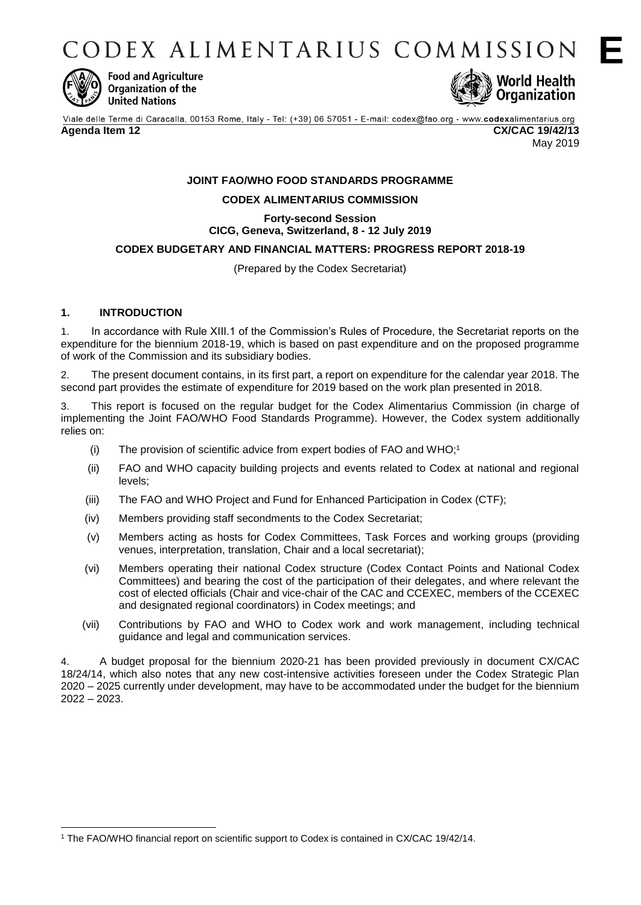# CODEX ALIMENTARIUS COMMISSION

**E**

Food and Agriculture Organization of the United Nations

World Health Organization

Viale delle Terme di Caracalla, 00153 Rome, Italy - Tel: (+39) 06 57051 - E-mail: codex@fao.org - www.codexalimentarius.org

**Agenda Item 12** **CX/CAC 19/42/13**

May 2019

**JOINT FAO/WHO FOOD STANDARDS PROGRAMME**

**CODEX ALIMENTARIUS COMMISSION**

**Forty-second Session**
**CICG, Geneva, Switzerland, 8 - 12 July 2019**

**CODEX BUDGETARY AND FINANCIAL MATTERS: PROGRESS REPORT 2018-19**

(Prepared by the Codex Secretariat)

## 1. INTRODUCTION

1. In accordance with Rule XIII.1 of the Commission's Rules of Procedure, the Secretariat reports on the expenditure for the biennium 2018-19, which is based on past expenditure and on the proposed programme of work of the Commission and its subsidiary bodies.

2. The present document contains, in its first part, a report on expenditure for the calendar year 2018. The second part provides the estimate of expenditure for 2019 based on the work plan presented in 2018.

3. This report is focused on the regular budget for the Codex Alimentarius Commission (in charge of implementing the Joint FAO/WHO Food Standards Programme). However, the Codex system additionally relies on:

(i) The provision of scientific advice from expert bodies of FAO and WHO;[1]

(ii) FAO and WHO capacity building projects and events related to Codex at national and regional levels;

(iii) The FAO and WHO Project and Fund for Enhanced Participation in Codex (CTF);

(iv) Members providing staff secondments to the Codex Secretariat;

(v) Members acting as hosts for Codex Committees, Task Forces and working groups (providing venues, interpretation, translation, Chair and a local secretariat);

(vi) Members operating their national Codex structure (Codex Contact Points and National Codex Committees) and bearing the cost of the participation of their delegates, and where relevant the cost of elected officials (Chair and vice-chair of the CAC and CCEXEC, members of the CCEXEC and designated regional coordinators) in Codex meetings; and

(vii) Contributions by FAO and WHO to Codex work and work management, including technical guidance and legal and communication services.

4. A budget proposal for the biennium 2020-21 has been provided previously in document CX/CAC 18/24/14, which also notes that any new cost-intensive activities foreseen under the Codex Strategic Plan 2020 – 2025 currently under development, may have to be accommodated under the budget for the biennium 2022 – 2023.

---

[1] The FAO/WHO financial report on scientific support to Codex is contained in CX/CAC 19/42/14.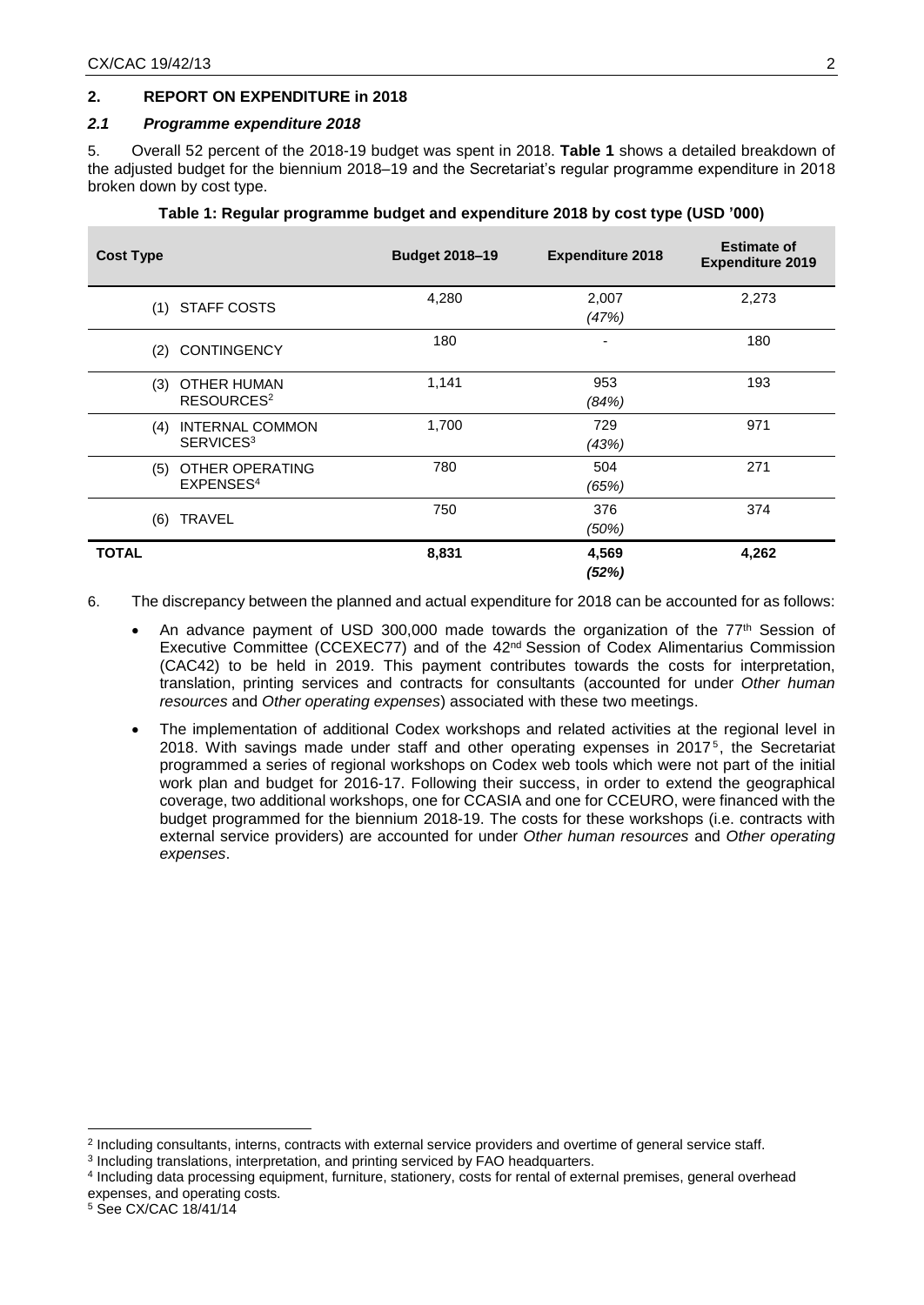## 2. REPORT ON EXPENDITURE in 2018

### *2.1 Programme expenditure 2018*

5. Overall 52 percent of the 2018-19 budget was spent in 2018. **Table 1** shows a detailed breakdown of the adjusted budget for the biennium 2018–19 and the Secretariat's regular programme expenditure in 2018 broken down by cost type.

**Table 1: Regular programme budget and expenditure 2018 by cost type (USD '000)**

| Cost Type | Budget 2018–19 | Expenditure 2018 | Estimate of Expenditure 2019 |
|---|---|---|---|
| (1) STAFF COSTS | 4,280 | 2,007 *(47%)* | 2,273 |
| (2) CONTINGENCY | 180 | - | 180 |
| (3) OTHER HUMAN RESOURCES[2] | 1,141 | 953 *(84%)* | 193 |
| (4) INTERNAL COMMON SERVICES[3] | 1,700 | 729 *(43%)* | 971 |
| (5) OTHER OPERATING EXPENSES[4] | 780 | 504 *(65%)* | 271 |
| (6) TRAVEL | 750 | 376 *(50%)* | 374 |
| **TOTAL** | **8,831** | **4,569** ***(52%)*** | **4,262** |

6. The discrepancy between the planned and actual expenditure for 2018 can be accounted for as follows:

- An advance payment of USD 300,000 made towards the organization of the 77th Session of Executive Committee (CCEXEC77) and of the 42nd Session of Codex Alimentarius Commission (CAC42) to be held in 2019. This payment contributes towards the costs for interpretation, translation, printing services and contracts for consultants (accounted for under *Other human resources* and *Other operating expenses*) associated with these two meetings.
- The implementation of additional Codex workshops and related activities at the regional level in 2018. With savings made under staff and other operating expenses in 2017[5], the Secretariat programmed a series of regional workshops on Codex web tools which were not part of the initial work plan and budget for 2016-17. Following their success, in order to extend the geographical coverage, two additional workshops, one for CCASIA and one for CCEURO, were financed with the budget programmed for the biennium 2018-19. The costs for these workshops (i.e. contracts with external service providers) are accounted for under *Other human resources* and *Other operating expenses*.

---

[2] Including consultants, interns, contracts with external service providers and overtime of general service staff.

[3] Including translations, interpretation, and printing serviced by FAO headquarters.

[4] Including data processing equipment, furniture, stationery, costs for rental of external premises, general overhead expenses, and operating costs.

[5] See CX/CAC 18/41/14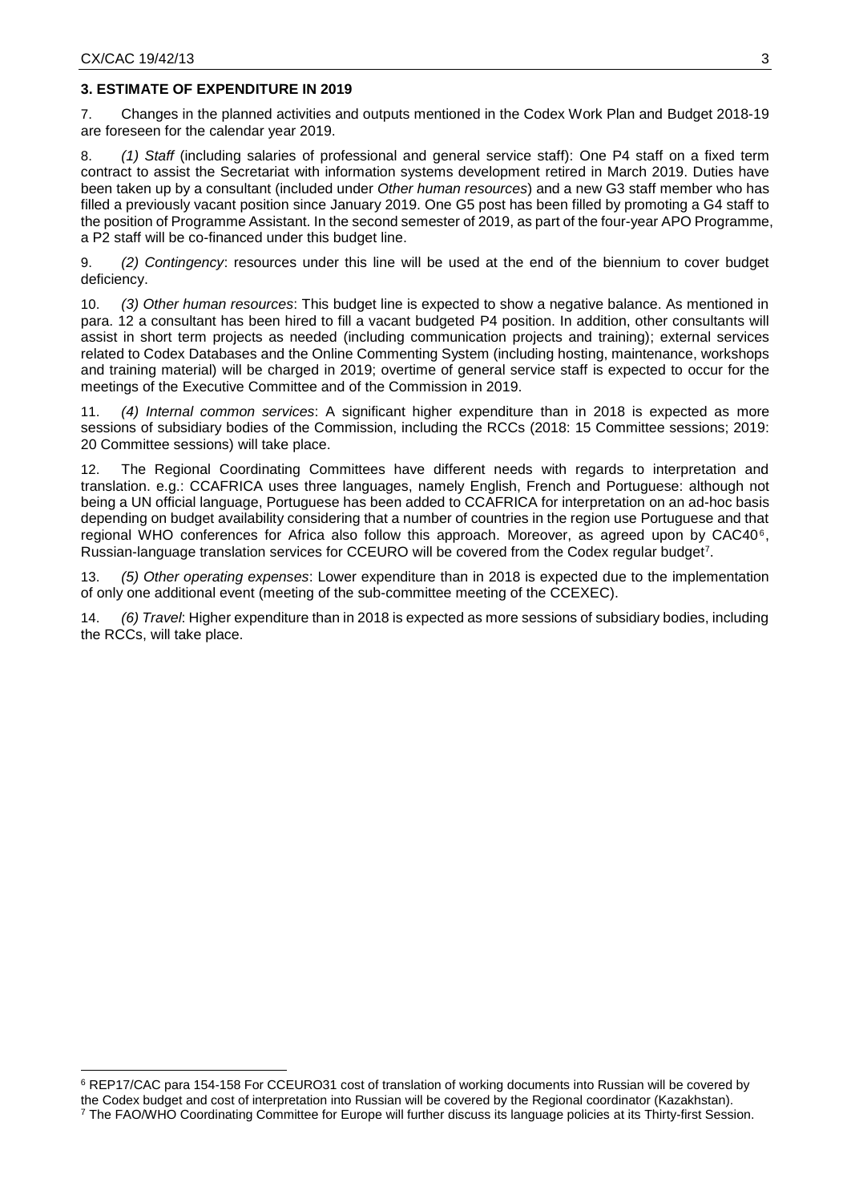### 3. ESTIMATE OF EXPENDITURE IN 2019

7. Changes in the planned activities and outputs mentioned in the Codex Work Plan and Budget 2018-19 are foreseen for the calendar year 2019.

8. *(1) Staff* (including salaries of professional and general service staff): One P4 staff on a fixed term contract to assist the Secretariat with information systems development retired in March 2019. Duties have been taken up by a consultant (included under *Other human resources*) and a new G3 staff member who has filled a previously vacant position since January 2019. One G5 post has been filled by promoting a G4 staff to the position of Programme Assistant. In the second semester of 2019, as part of the four-year APO Programme, a P2 staff will be co-financed under this budget line.

9. *(2) Contingency*: resources under this line will be used at the end of the biennium to cover budget deficiency.

10. *(3) Other human resources*: This budget line is expected to show a negative balance. As mentioned in para. 12 a consultant has been hired to fill a vacant budgeted P4 position. In addition, other consultants will assist in short term projects as needed (including communication projects and training); external services related to Codex Databases and the Online Commenting System (including hosting, maintenance, workshops and training material) will be charged in 2019; overtime of general service staff is expected to occur for the meetings of the Executive Committee and of the Commission in 2019.

11. *(4) Internal common services*: A significant higher expenditure than in 2018 is expected as more sessions of subsidiary bodies of the Commission, including the RCCs (2018: 15 Committee sessions; 2019: 20 Committee sessions) will take place.

12. The Regional Coordinating Committees have different needs with regards to interpretation and translation. e.g.: CCAFRICA uses three languages, namely English, French and Portuguese: although not being a UN official language, Portuguese has been added to CCAFRICA for interpretation on an ad-hoc basis depending on budget availability considering that a number of countries in the region use Portuguese and that regional WHO conferences for Africa also follow this approach. Moreover, as agreed upon by CAC40[6], Russian-language translation services for CCEURO will be covered from the Codex regular budget[7].

13. *(5) Other operating expenses*: Lower expenditure than in 2018 is expected due to the implementation of only one additional event (meeting of the sub-committee meeting of the CCEXEC).

14. *(6) Travel*: Higher expenditure than in 2018 is expected as more sessions of subsidiary bodies, including the RCCs, will take place.

---

[6] REP17/CAC para 154-158 For CCEURO31 cost of translation of working documents into Russian will be covered by the Codex budget and cost of interpretation into Russian will be covered by the Regional coordinator (Kazakhstan).

[7] The FAO/WHO Coordinating Committee for Europe will further discuss its language policies at its Thirty-first Session.